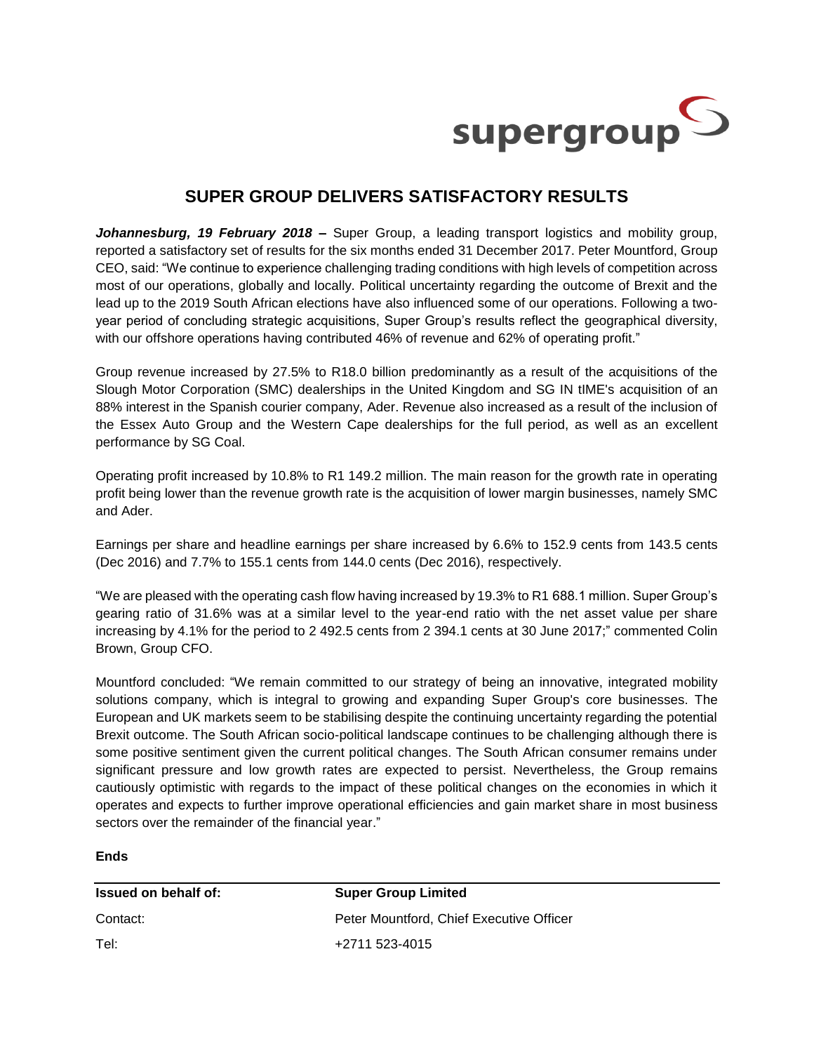supergroup

# SUPER GROUP DELIVERS SATISFACTORY RESULTS

***Johannesburg, 19 February 2018 –*** Super Group, a leading transport logistics and mobility group, reported a satisfactory set of results for the six months ended 31 December 2017. Peter Mountford, Group CEO, said: "We continue to experience challenging trading conditions with high levels of competition across most of our operations, globally and locally. Political uncertainty regarding the outcome of Brexit and the lead up to the 2019 South African elections have also influenced some of our operations. Following a two-year period of concluding strategic acquisitions, Super Group's results reflect the geographical diversity, with our offshore operations having contributed 46% of revenue and 62% of operating profit."

Group revenue increased by 27.5% to R18.0 billion predominantly as a result of the acquisitions of the Slough Motor Corporation (SMC) dealerships in the United Kingdom and SG IN tIME's acquisition of an 88% interest in the Spanish courier company, Ader. Revenue also increased as a result of the inclusion of the Essex Auto Group and the Western Cape dealerships for the full period, as well as an excellent performance by SG Coal.

Operating profit increased by 10.8% to R1 149.2 million. The main reason for the growth rate in operating profit being lower than the revenue growth rate is the acquisition of lower margin businesses, namely SMC and Ader.

Earnings per share and headline earnings per share increased by 6.6% to 152.9 cents from 143.5 cents (Dec 2016) and 7.7% to 155.1 cents from 144.0 cents (Dec 2016), respectively.

"We are pleased with the operating cash flow having increased by 19.3% to R1 688.1 million. Super Group's gearing ratio of 31.6% was at a similar level to the year-end ratio with the net asset value per share increasing by 4.1% for the period to 2 492.5 cents from 2 394.1 cents at 30 June 2017;" commented Colin Brown, Group CFO.

Mountford concluded: "We remain committed to our strategy of being an innovative, integrated mobility solutions company, which is integral to growing and expanding Super Group's core businesses. The European and UK markets seem to be stabilising despite the continuing uncertainty regarding the potential Brexit outcome. The South African socio-political landscape continues to be challenging although there is some positive sentiment given the current political changes. The South African consumer remains under significant pressure and low growth rates are expected to persist. Nevertheless, the Group remains cautiously optimistic with regards to the impact of these political changes on the economies in which it operates and expects to further improve operational efficiencies and gain market share in most business sectors over the remainder of the financial year."

**Ends**

| **Issued on behalf of:** | **Super Group Limited** |
| --- | --- |
| Contact: | Peter Mountford, Chief Executive Officer |
| Tel: | +2711 523-4015 |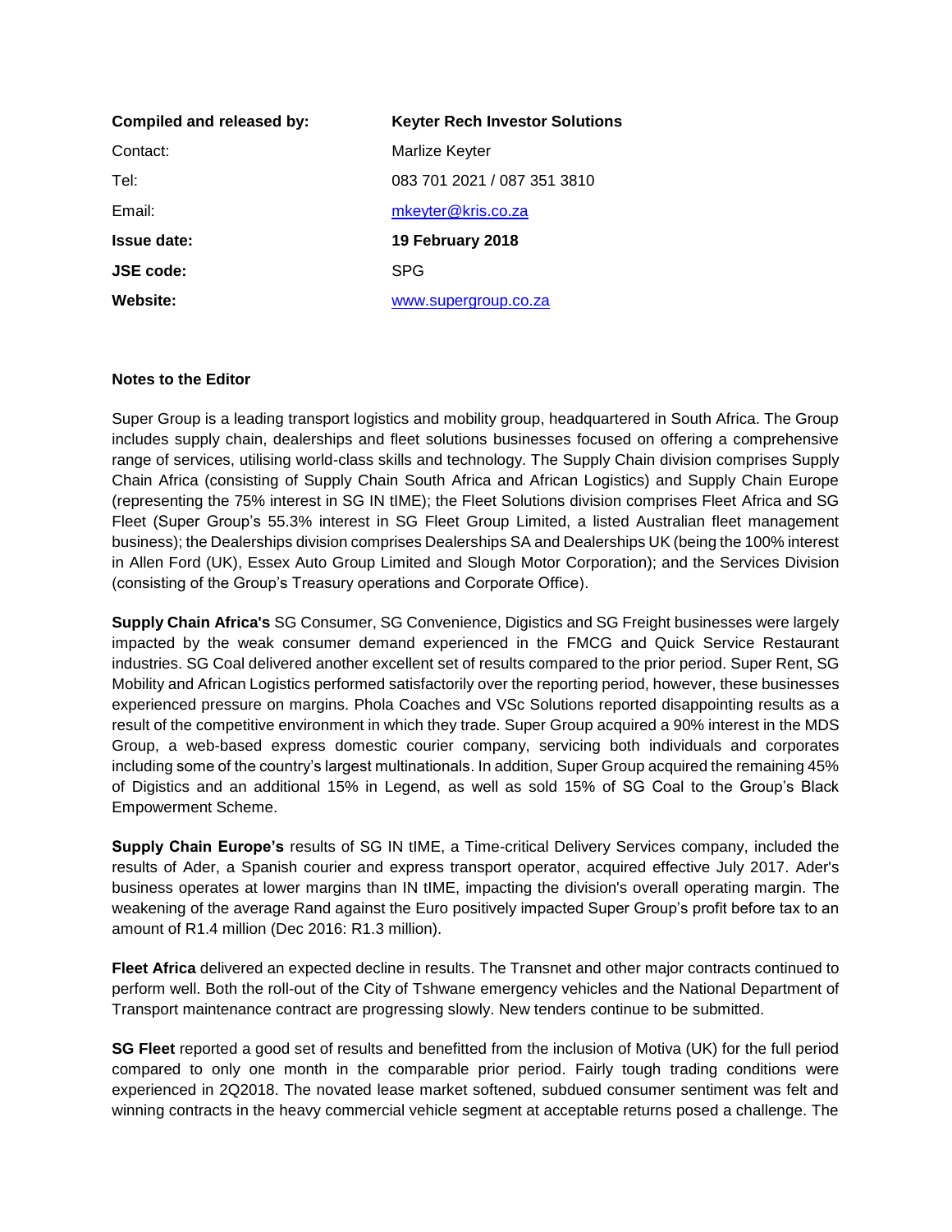| **Compiled and released by:** | **Keyter Rech Investor Solutions** |
|---|---|
| Contact: | Marlize Keyter |
| Tel: | 083 701 2021 / 087 351 3810 |
| Email: | mkeyter@kris.co.za |
| **Issue date:** | **19 February 2018** |
| **JSE code:** | SPG |
| **Website:** | www.supergroup.co.za |

**Notes to the Editor**

Super Group is a leading transport logistics and mobility group, headquartered in South Africa. The Group includes supply chain, dealerships and fleet solutions businesses focused on offering a comprehensive range of services, utilising world-class skills and technology. The Supply Chain division comprises Supply Chain Africa (consisting of Supply Chain South Africa and African Logistics) and Supply Chain Europe (representing the 75% interest in SG IN tIME); the Fleet Solutions division comprises Fleet Africa and SG Fleet (Super Group's 55.3% interest in SG Fleet Group Limited, a listed Australian fleet management business); the Dealerships division comprises Dealerships SA and Dealerships UK (being the 100% interest in Allen Ford (UK), Essex Auto Group Limited and Slough Motor Corporation); and the Services Division (consisting of the Group's Treasury operations and Corporate Office).

**Supply Chain Africa's** SG Consumer, SG Convenience, Digistics and SG Freight businesses were largely impacted by the weak consumer demand experienced in the FMCG and Quick Service Restaurant industries. SG Coal delivered another excellent set of results compared to the prior period. Super Rent, SG Mobility and African Logistics performed satisfactorily over the reporting period, however, these businesses experienced pressure on margins. Phola Coaches and VSc Solutions reported disappointing results as a result of the competitive environment in which they trade. Super Group acquired a 90% interest in the MDS Group, a web-based express domestic courier company, servicing both individuals and corporates including some of the country's largest multinationals. In addition, Super Group acquired the remaining 45% of Digistics and an additional 15% in Legend, as well as sold 15% of SG Coal to the Group's Black Empowerment Scheme.

**Supply Chain Europe's** results of SG IN tIME, a Time-critical Delivery Services company, included the results of Ader, a Spanish courier and express transport operator, acquired effective July 2017. Ader's business operates at lower margins than IN tIME, impacting the division's overall operating margin. The weakening of the average Rand against the Euro positively impacted Super Group's profit before tax to an amount of R1.4 million (Dec 2016: R1.3 million).

**Fleet Africa** delivered an expected decline in results. The Transnet and other major contracts continued to perform well. Both the roll-out of the City of Tshwane emergency vehicles and the National Department of Transport maintenance contract are progressing slowly. New tenders continue to be submitted.

**SG Fleet** reported a good set of results and benefitted from the inclusion of Motiva (UK) for the full period compared to only one month in the comparable prior period. Fairly tough trading conditions were experienced in 2Q2018. The novated lease market softened, subdued consumer sentiment was felt and winning contracts in the heavy commercial vehicle segment at acceptable returns posed a challenge. The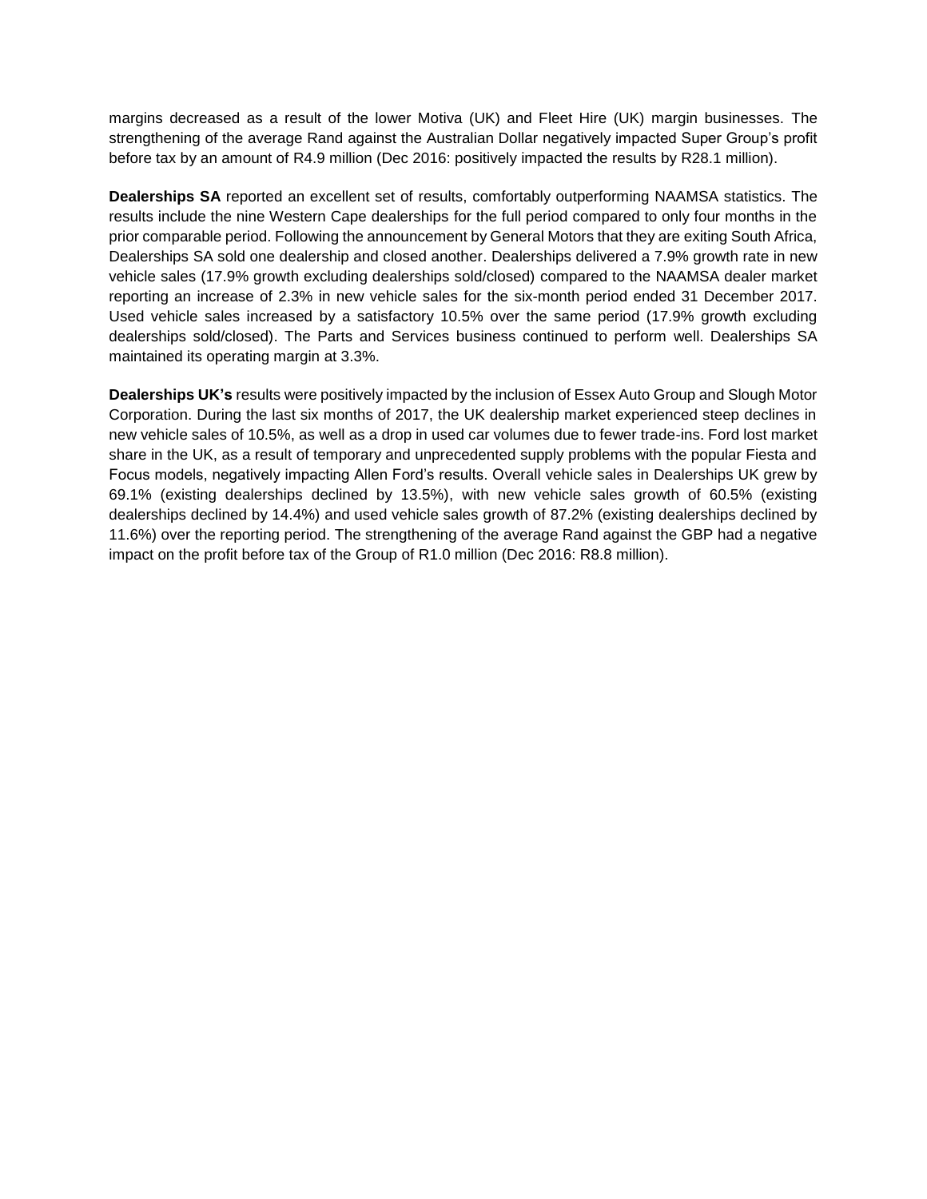margins decreased as a result of the lower Motiva (UK) and Fleet Hire (UK) margin businesses. The strengthening of the average Rand against the Australian Dollar negatively impacted Super Group's profit before tax by an amount of R4.9 million (Dec 2016: positively impacted the results by R28.1 million).

**Dealerships SA** reported an excellent set of results, comfortably outperforming NAAMSA statistics. The results include the nine Western Cape dealerships for the full period compared to only four months in the prior comparable period. Following the announcement by General Motors that they are exiting South Africa, Dealerships SA sold one dealership and closed another. Dealerships delivered a 7.9% growth rate in new vehicle sales (17.9% growth excluding dealerships sold/closed) compared to the NAAMSA dealer market reporting an increase of 2.3% in new vehicle sales for the six-month period ended 31 December 2017. Used vehicle sales increased by a satisfactory 10.5% over the same period (17.9% growth excluding dealerships sold/closed). The Parts and Services business continued to perform well. Dealerships SA maintained its operating margin at 3.3%.

**Dealerships UK's** results were positively impacted by the inclusion of Essex Auto Group and Slough Motor Corporation. During the last six months of 2017, the UK dealership market experienced steep declines in new vehicle sales of 10.5%, as well as a drop in used car volumes due to fewer trade-ins. Ford lost market share in the UK, as a result of temporary and unprecedented supply problems with the popular Fiesta and Focus models, negatively impacting Allen Ford's results. Overall vehicle sales in Dealerships UK grew by 69.1% (existing dealerships declined by 13.5%), with new vehicle sales growth of 60.5% (existing dealerships declined by 14.4%) and used vehicle sales growth of 87.2% (existing dealerships declined by 11.6%) over the reporting period. The strengthening of the average Rand against the GBP had a negative impact on the profit before tax of the Group of R1.0 million (Dec 2016: R8.8 million).